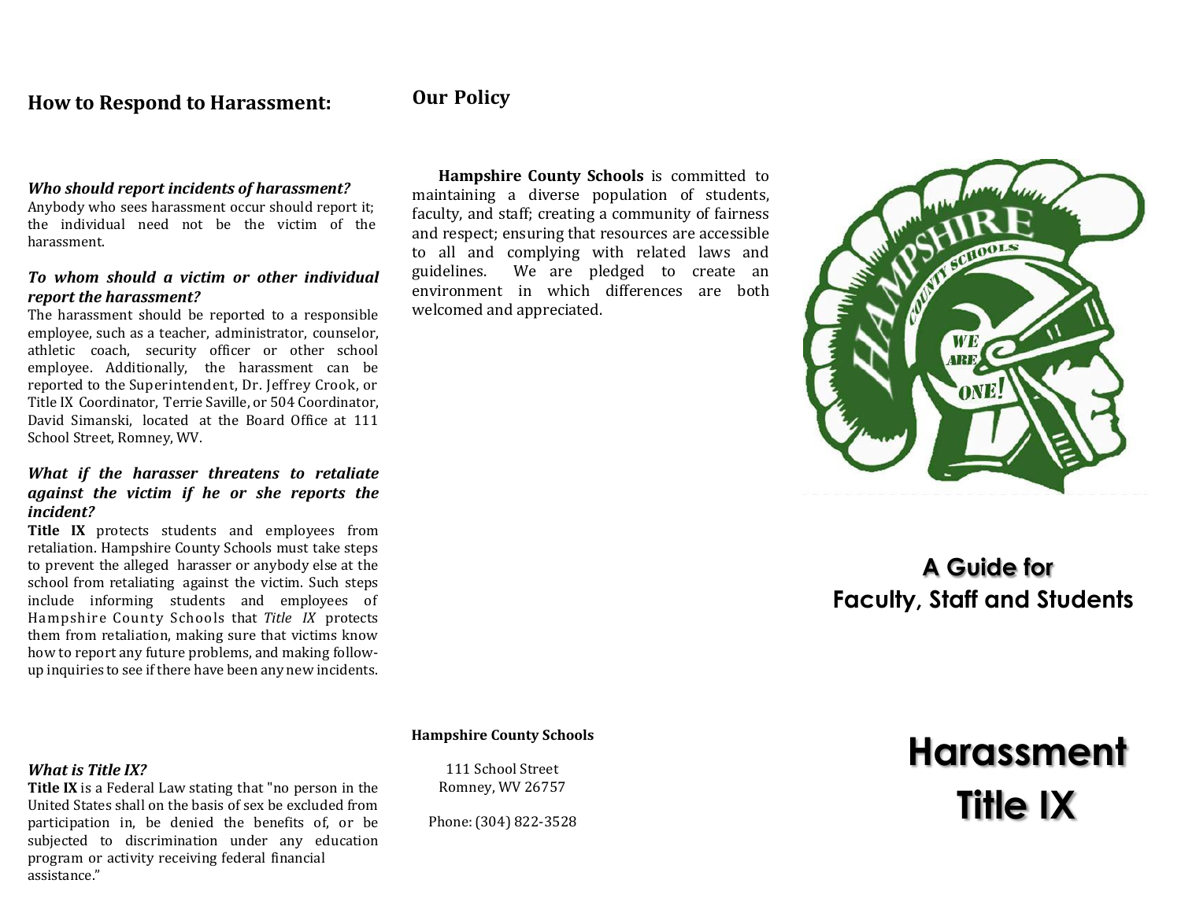## How to Respond to Harassment:

***Who should report incidents of harassment?***

Anybody who sees harassment occur should report it; the individual need not be the victim of the harassment.

***To whom should a victim or other individual report the harassment?***

The harassment should be reported to a responsible employee, such as a teacher, administrator, counselor, athletic coach, security officer or other school employee. Additionally, the harassment can be reported to the Superintendent, Dr. Jeffrey Crook, or Title IX Coordinator, Terrie Saville, or 504 Coordinator, David Simanski, located at the Board Office at 111 School Street, Romney, WV.

***What if the harasser threatens to retaliate against the victim if he or she reports the incident?***

**Title IX** protects students and employees from retaliation. Hampshire County Schools must take steps to prevent the alleged harasser or anybody else at the school from retaliating against the victim. Such steps include informing students and employees of Hampshire County Schools that *Title IX* protects them from retaliation, making sure that victims know how to report any future problems, and making follow-up inquiries to see if there have been any new incidents.

***What is Title IX?***

**Title IX** is a Federal Law stating that "no person in the United States shall on the basis of sex be excluded from participation in, be denied the benefits of, or be subjected to discrimination under any education program or activity receiving federal financial assistance."

## Our Policy

**Hampshire County Schools** is committed to maintaining a diverse population of students, faculty, and staff; creating a community of fairness and respect; ensuring that resources are accessible to all and complying with related laws and guidelines. We are pledged to create an environment in which differences are both welcomed and appreciated.

**Hampshire County Schools**

111 School Street
Romney, WV 26757

Phone: (304) 822-3528

HAMPSHIRE COUNTY SCHOOLS

WE ARE ONE!

**A Guide for Faculty, Staff and Students**

# Harassment Title IX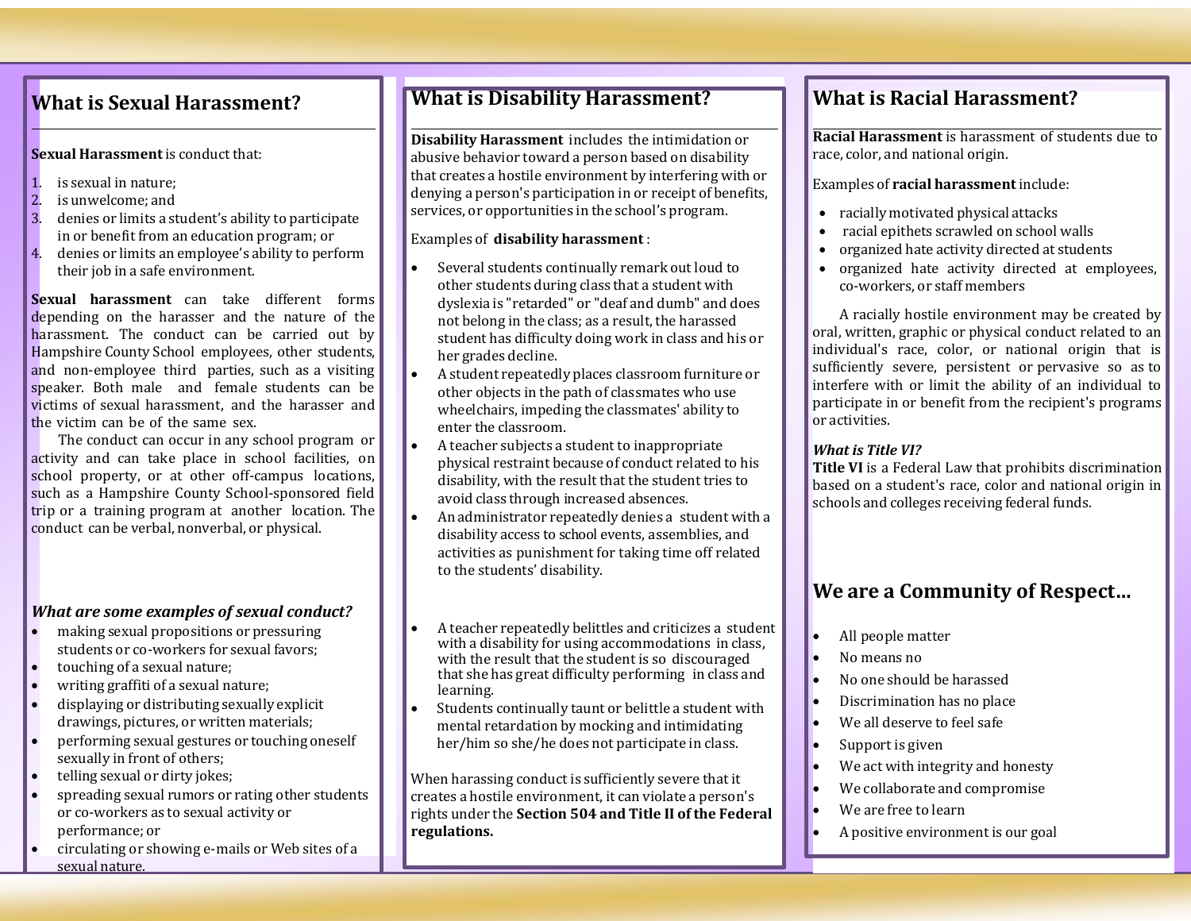## What is Sexual Harassment?

**Sexual Harassment** is conduct that:

1. is sexual in nature;
2. is unwelcome; and
3. denies or limits a student's ability to participate in or benefit from an education program; or
4. denies or limits an employee's ability to perform their job in a safe environment.

**Sexual harassment** can take different forms depending on the harasser and the nature of the harassment. The conduct can be carried out by Hampshire County School employees, other students, and non-employee third parties, such as a visiting speaker. Both male and female students can be victims of sexual harassment, and the harasser and the victim can be of the same sex.

The conduct can occur in any school program or activity and can take place in school facilities, on school property, or at other off-campus locations, such as a Hampshire County School-sponsored field trip or a training program at another location. The conduct can be verbal, nonverbal, or physical.

### *What are some examples of sexual conduct?*

- making sexual propositions or pressuring students or co-workers for sexual favors;
- touching of a sexual nature;
- writing graffiti of a sexual nature;
- displaying or distributing sexually explicit drawings, pictures, or written materials;
- performing sexual gestures or touching oneself sexually in front of others;
- telling sexual or dirty jokes;
- spreading sexual rumors or rating other students or co-workers as to sexual activity or performance; or
- circulating or showing e-mails or Web sites of a sexual nature.

## What is Disability Harassment?

**Disability Harassment** includes the intimidation or abusive behavior toward a person based on disability that creates a hostile environment by interfering with or denying a person's participation in or receipt of benefits, services, or opportunities in the school's program.

Examples of **disability harassment**:

- Several students continually remark out loud to other students during class that a student with dyslexia is "retarded" or "deaf and dumb" and does not belong in the class; as a result, the harassed student has difficulty doing work in class and his or her grades decline.
- A student repeatedly places classroom furniture or other objects in the path of classmates who use wheelchairs, impeding the classmates' ability to enter the classroom.
- A teacher subjects a student to inappropriate physical restraint because of conduct related to his disability, with the result that the student tries to avoid class through increased absences.
- An administrator repeatedly denies a student with a disability access to school events, assemblies, and activities as punishment for taking time off related to the students' disability.
- A teacher repeatedly belittles and criticizes a student with a disability for using accommodations in class, with the result that the student is so discouraged that she has great difficulty performing in class and learning.
- Students continually taunt or belittle a student with mental retardation by mocking and intimidating her/him so she/he does not participate in class.

When harassing conduct is sufficiently severe that it creates a hostile environment, it can violate a person's rights under the **Section 504 and Title II of the Federal regulations.**

## What is Racial Harassment?

**Racial Harassment** is harassment of students due to race, color, and national origin.

Examples of **racial harassment** include:

- racially motivated physical attacks
- racial epithets scrawled on school walls
- organized hate activity directed at students
- organized hate activity directed at employees, co-workers, or staff members

A racially hostile environment may be created by oral, written, graphic or physical conduct related to an individual's race, color, or national origin that is sufficiently severe, persistent or pervasive so as to interfere with or limit the ability of an individual to participate in or benefit from the recipient's programs or activities.

### *What is Title VI?*

**Title VI** is a Federal Law that prohibits discrimination based on a student's race, color and national origin in schools and colleges receiving federal funds.

## We are a Community of Respect…

- All people matter
- No means no
- No one should be harassed
- Discrimination has no place
- We all deserve to feel safe
- Support is given
- We act with integrity and honesty
- We collaborate and compromise
- We are free to learn
- A positive environment is our goal